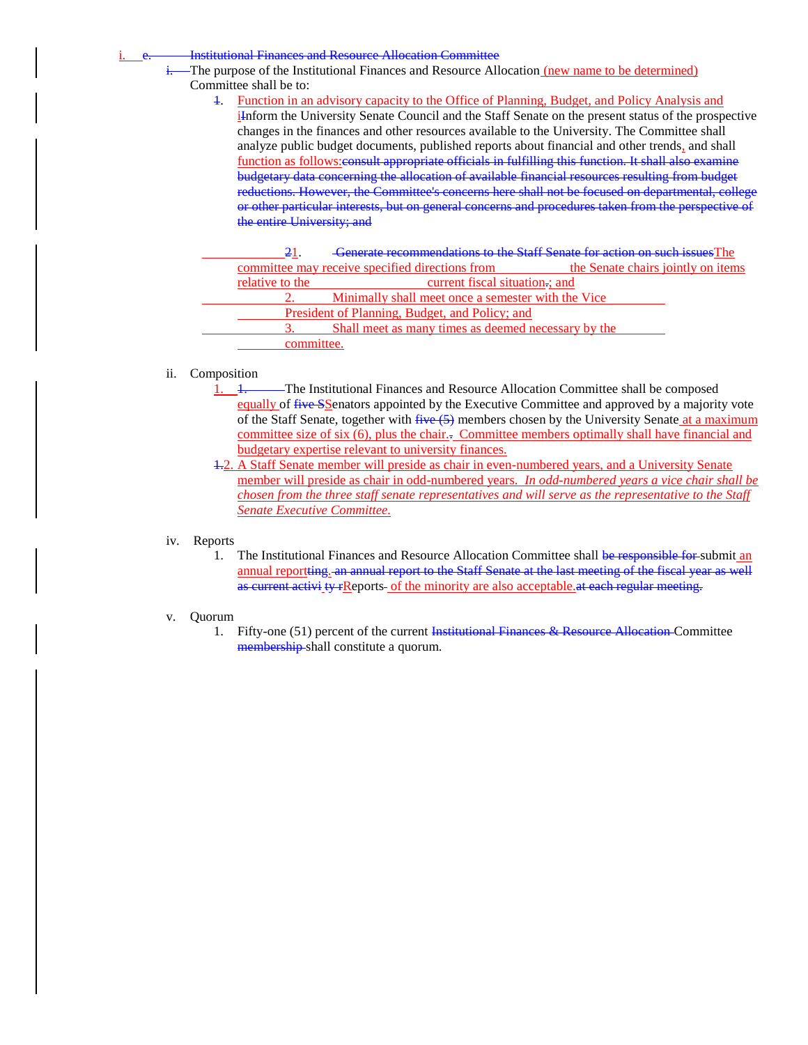i. ~~e. Institutional Finances and Resource Allocation Committee~~

~~i.~~ The purpose of the Institutional Finances and Resource Allocation (new name to be determined) Committee shall be to:

1. Function in an advisory capacity to the Office of Planning, Budget, and Policy Analysis and ~~I~~inform the University Senate Council and the Staff Senate on the present status of the prospective changes in the finances and other resources available to the University. The Committee shall analyze public budget documents, published reports about financial and other trends, and shall function as follows:~~consult appropriate officials in fulfilling this function. It shall also examine budgetary data concerning the allocation of available financial resources resulting from budget reductions. However, the Committee's concerns here shall not be focused on departmental, college or other particular interests, but on general concerns and procedures taken from the perspective of the entire University; and~~

   ~~2~~1. ~~Generate recommendations to the Staff Senate for action on such issues~~The committee may receive specified directions from the Senate chairs jointly on items relative to the current fiscal situation~~.~~; and

   2. Minimally shall meet once a semester with the Vice President of Planning, Budget, and Policy; and

   3. Shall meet as many times as deemed necessary by the committee.

ii. Composition

1. ~~1.~~ The Institutional Finances and Resource Allocation Committee shall be composed equally of ~~five S~~Senators appointed by the Executive Committee and approved by a majority vote of the Staff Senate, together with ~~five (5)~~ members chosen by the University Senate at a maximum committee size of six (6), plus the chair.~~.~~ Committee members optimally shall have financial and budgetary expertise relevant to university finances.

~~1.~~2. A Staff Senate member will preside as chair in even-numbered years, and a University Senate member will preside as chair in odd-numbered years. *In odd-numbered years a vice chair shall be chosen from the three staff senate representatives and will serve as the representative to the Staff Senate Executive Committee.*

iv. Reports

1. The Institutional Finances and Resource Allocation Committee shall ~~be responsible for~~ submit an annual report~~ting~~. ~~an annual report to the Staff Senate at the last meeting of the fiscal year as well as current activi ty r~~Reports of the minority are also acceptable.~~at each regular meeting.~~

v. Quorum

1. Fifty-one (51) percent of the current ~~Institutional Finances & Resource Allocation~~ Committee ~~membership~~ shall constitute a quorum.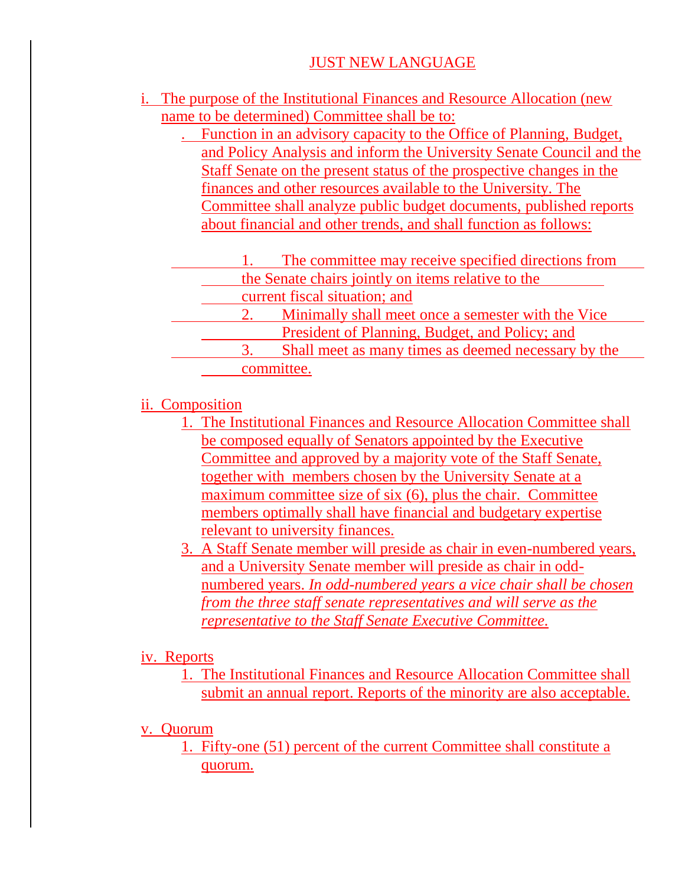JUST NEW LANGUAGE

i. The purpose of the Institutional Finances and Resource Allocation (new name to be determined) Committee shall be to:

   . Function in an advisory capacity to the Office of Planning, Budget, and Policy Analysis and inform the University Senate Council and the Staff Senate on the present status of the prospective changes in the finances and other resources available to the University. The Committee shall analyze public budget documents, published reports about financial and other trends, and shall function as follows:

      1. The committee may receive specified directions from the Senate chairs jointly on items relative to the current fiscal situation; and
      2. Minimally shall meet once a semester with the Vice President of Planning, Budget, and Policy; and
      3. Shall meet as many times as deemed necessary by the committee.

ii. Composition

   1. The Institutional Finances and Resource Allocation Committee shall be composed equally of Senators appointed by the Executive Committee and approved by a majority vote of the Staff Senate, together with members chosen by the University Senate at a maximum committee size of six (6), plus the chair. Committee members optimally shall have financial and budgetary expertise relevant to university finances.
   3. A Staff Senate member will preside as chair in even-numbered years, and a University Senate member will preside as chair in odd-numbered years. *In odd-numbered years a vice chair shall be chosen from the three staff senate representatives and will serve as the representative to the Staff Senate Executive Committee.*

iv. Reports

   1. The Institutional Finances and Resource Allocation Committee shall submit an annual report. Reports of the minority are also acceptable.

v. Quorum

   1. Fifty-one (51) percent of the current Committee shall constitute a quorum.